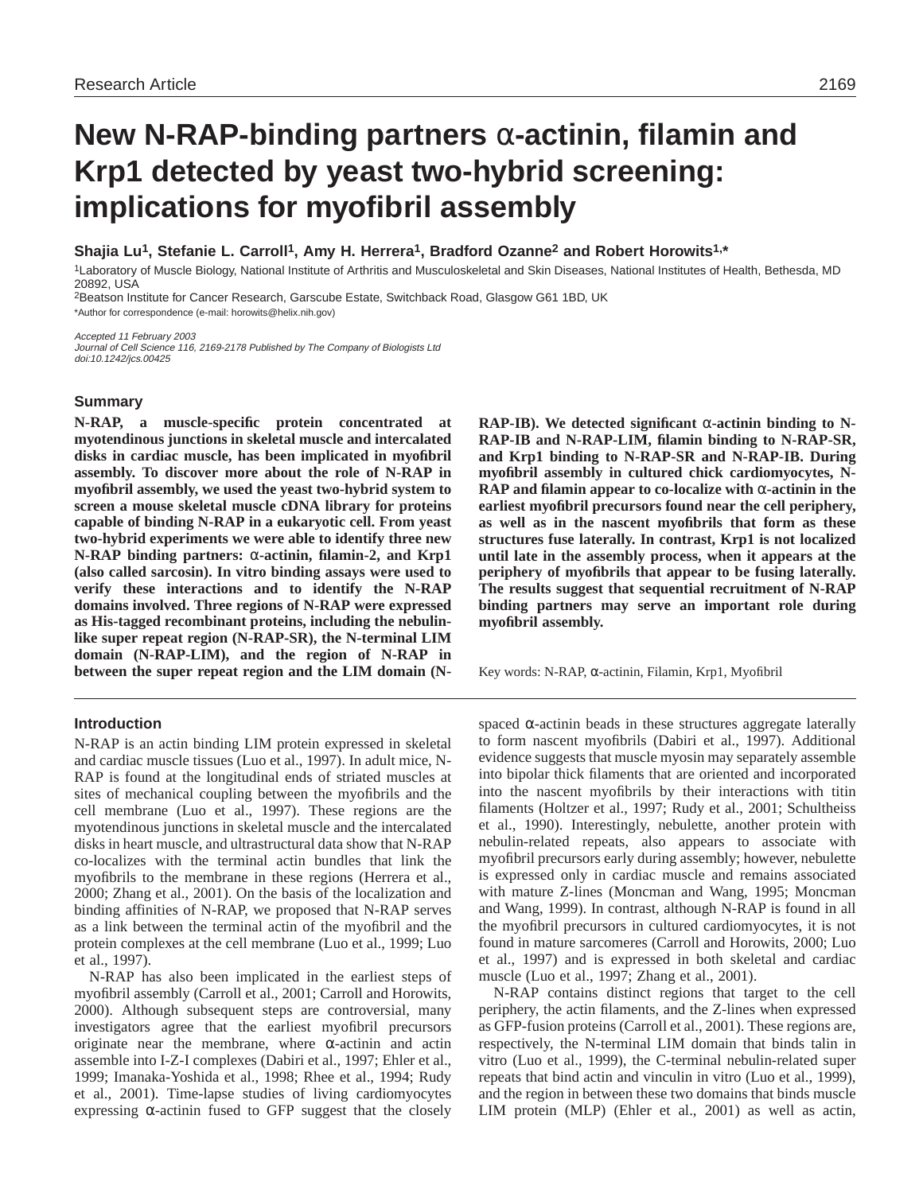# New N-RAP-binding partners α-actinin, filamin and Krp1 detected by yeast two-hybrid screening: implications for myofibril assembly

**Shajia Lu[1], Stefanie L. Carroll[1], Amy H. Herrera[1], Bradford Ozanne[2] and Robert Horowits[1,*]**

[1]Laboratory of Muscle Biology, National Institute of Arthritis and Musculoskeletal and Skin Diseases, National Institutes of Health, Bethesda, MD 20892, USA

[2]Beatson Institute for Cancer Research, Garscube Estate, Switchback Road, Glasgow G61 1BD, UK

*Author for correspondence (e-mail: horowits@helix.nih.gov)

*Accepted 11 February 2003*
*Journal of Cell Science 116, 2169-2178 Published by The Company of Biologists Ltd*
*doi:10.1242/jcs.00425*

## Summary

**N-RAP, a muscle-specific protein concentrated at myotendinous junctions in skeletal muscle and intercalated disks in cardiac muscle, has been implicated in myofibril assembly. To discover more about the role of N-RAP in myofibril assembly, we used the yeast two-hybrid system to screen a mouse skeletal muscle cDNA library for proteins capable of binding N-RAP in a eukaryotic cell. From yeast two-hybrid experiments we were able to identify three new N-RAP binding partners: α-actinin, filamin-2, and Krp1 (also called sarcosin). In vitro binding assays were used to verify these interactions and to identify the N-RAP domains involved. Three regions of N-RAP were expressed as His-tagged recombinant proteins, including the nebulin-like super repeat region (N-RAP-SR), the N-terminal LIM domain (N-RAP-LIM), and the region of N-RAP in between the super repeat region and the LIM domain (N-RAP-IB). We detected significant α-actinin binding to N-RAP-IB and N-RAP-LIM, filamin binding to N-RAP-SR, and Krp1 binding to N-RAP-SR and N-RAP-IB. During myofibril assembly in cultured chick cardiomyocytes, N-RAP and filamin appear to co-localize with α-actinin in the earliest myofibril precursors found near the cell periphery, as well as in the nascent myofibrils that form as these structures fuse laterally. In contrast, Krp1 is not localized until late in the assembly process, when it appears at the periphery of myofibrils that appear to be fusing laterally. The results suggest that sequential recruitment of N-RAP binding partners may serve an important role during myofibril assembly.**

Key words: N-RAP, α-actinin, Filamin, Krp1, Myofibril

## Introduction

N-RAP is an actin binding LIM protein expressed in skeletal and cardiac muscle tissues (Luo et al., 1997). In adult mice, N-RAP is found at the longitudinal ends of striated muscles at sites of mechanical coupling between the myofibrils and the cell membrane (Luo et al., 1997). These regions are the myotendinous junctions in skeletal muscle and the intercalated disks in heart muscle, and ultrastructural data show that N-RAP co-localizes with the terminal actin bundles that link the myofibrils to the membrane in these regions (Herrera et al., 2000; Zhang et al., 2001). On the basis of the localization and binding affinities of N-RAP, we proposed that N-RAP serves as a link between the terminal actin of the myofibril and the protein complexes at the cell membrane (Luo et al., 1999; Luo et al., 1997).

N-RAP has also been implicated in the earliest steps of myofibril assembly (Carroll et al., 2001; Carroll and Horowits, 2000). Although subsequent steps are controversial, many investigators agree that the earliest myofibril precursors originate near the membrane, where α-actinin and actin assemble into I-Z-I complexes (Dabiri et al., 1997; Ehler et al., 1999; Imanaka-Yoshida et al., 1998; Rhee et al., 1994; Rudy et al., 2001). Time-lapse studies of living cardiomyocytes expressing α-actinin fused to GFP suggest that the closely spaced α-actinin beads in these structures aggregate laterally to form nascent myofibrils (Dabiri et al., 1997). Additional evidence suggests that muscle myosin may separately assemble into bipolar thick filaments that are oriented and incorporated into the nascent myofibrils by their interactions with titin filaments (Holtzer et al., 1997; Rudy et al., 2001; Schultheiss et al., 1990). Interestingly, nebulette, another protein with nebulin-related repeats, also appears to associate with myofibril precursors early during assembly; however, nebulette is expressed only in cardiac muscle and remains associated with mature Z-lines (Moncman and Wang, 1995; Moncman and Wang, 1999). In contrast, although N-RAP is found in all the myofibril precursors in cultured cardiomyocytes, it is not found in mature sarcomeres (Carroll and Horowits, 2000; Luo et al., 1997) and is expressed in both skeletal and cardiac muscle (Luo et al., 1997; Zhang et al., 2001).

N-RAP contains distinct regions that target to the cell periphery, the actin filaments, and the Z-lines when expressed as GFP-fusion proteins (Carroll et al., 2001). These regions are, respectively, the N-terminal LIM domain that binds talin in vitro (Luo et al., 1999), the C-terminal nebulin-related super repeats that bind actin and vinculin in vitro (Luo et al., 1999), and the region in between these two domains that binds muscle LIM protein (MLP) (Ehler et al., 2001) as well as actin,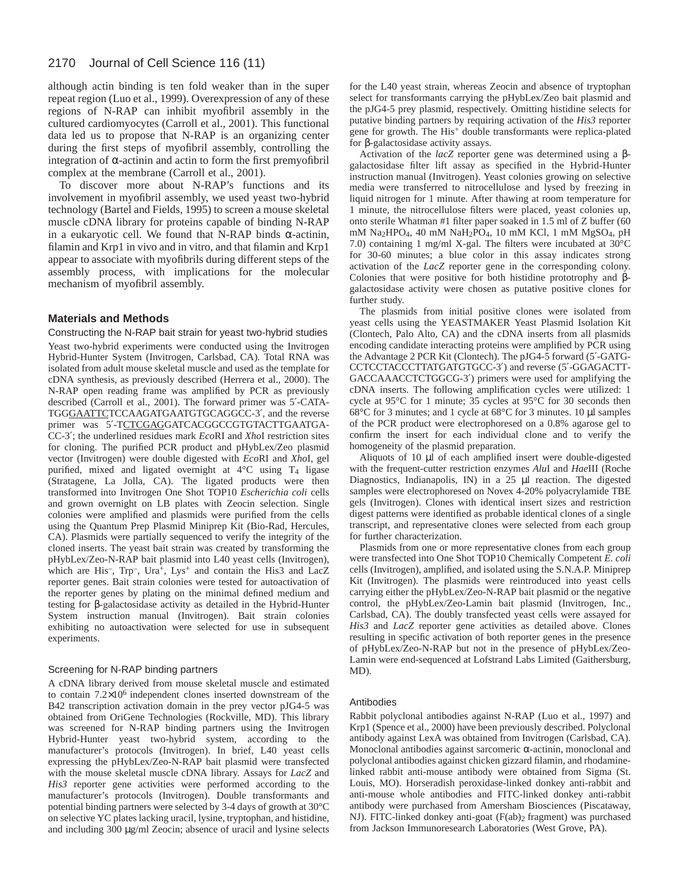although actin binding is ten fold weaker than in the super repeat region (Luo et al., 1999). Overexpression of any of these regions of N-RAP can inhibit myofibril assembly in the cultured cardiomyocytes (Carroll et al., 2001). This functional data led us to propose that N-RAP is an organizing center during the first steps of myofibril assembly, controlling the integration of α-actinin and actin to form the first premyofibril complex at the membrane (Carroll et al., 2001).

To discover more about N-RAP's functions and its involvement in myofibril assembly, we used yeast two-hybrid technology (Bartel and Fields, 1995) to screen a mouse skeletal muscle cDNA library for proteins capable of binding N-RAP in a eukaryotic cell. We found that N-RAP binds α-actinin, filamin and Krp1 in vivo and in vitro, and that filamin and Krp1 appear to associate with myofibrils during different steps of the assembly process, with implications for the molecular mechanism of myofibril assembly.

## Materials and Methods

### Constructing the N-RAP bait strain for yeast two-hybrid studies

Yeast two-hybrid experiments were conducted using the Invitrogen Hybrid-Hunter System (Invitrogen, Carlsbad, CA). Total RNA was isolated from adult mouse skeletal muscle and used as the template for cDNA synthesis, as previously described (Herrera et al., 2000). The N-RAP open reading frame was amplified by PCR as previously described (Carroll et al., 2001). The forward primer was 5′-CATA-TGGGAATTCTCCAAGATGAATGTGCAGGCC-3′, and the reverse primer was 5′-TCTCGAGGATCACGGCCGTGTACTTGAATGA-CC-3′; the underlined residues mark *Eco*RI and *Xho*I restriction sites for cloning. The purified PCR product and pHybLex/Zeo plasmid vector (Invitrogen) were double digested with *Eco*RI and *Xho*I, gel purified, mixed and ligated overnight at 4°C using $T_4$ ligase (Stratagene, La Jolla, CA). The ligated products were then transformed into Invitrogen One Shot TOP10 *Escherichia coli* cells and grown overnight on LB plates with Zeocin selection. Single colonies were amplified and plasmids were purified from the cells using the Quantum Prep Plasmid Miniprep Kit (Bio-Rad, Hercules, CA). Plasmids were partially sequenced to verify the integrity of the cloned inserts. The yeast bait strain was created by transforming the pHybLex/Zeo-N-RAP bait plasmid into L40 yeast cells (Invitrogen), which are $His^-$, $Trp^-$, $Ura^+$, $Lys^+$ and contain the His3 and LacZ reporter genes. Bait strain colonies were tested for autoactivation of the reporter genes by plating on the minimal defined medium and testing for β-galactosidase activity as detailed in the Hybrid-Hunter System instruction manual (Invitrogen). Bait strain colonies exhibiting no autoactivation were selected for use in subsequent experiments.

### Screening for N-RAP binding partners

A cDNA library derived from mouse skeletal muscle and estimated to contain $7.2\times10^6$ independent clones inserted downstream of the B42 transcription activation domain in the prey vector pJG4-5 was obtained from OriGene Technologies (Rockville, MD). This library was screened for N-RAP binding partners using the Invitrogen Hybrid-Hunter yeast two-hybrid system, according to the manufacturer's protocols (Invitrogen). In brief, L40 yeast cells expressing the pHybLex/Zeo-N-RAP bait plasmid were transfected with the mouse skeletal muscle cDNA library. Assays for *LacZ* and *His3* reporter gene activities were performed according to the manufacturer's protocols (Invitrogen). Double transformants and potential binding partners were selected by 3-4 days of growth at 30°C on selective YC plates lacking uracil, lysine, tryptophan, and histidine, and including 300 μg/ml Zeocin; absence of uracil and lysine selects for the L40 yeast strain, whereas Zeocin and absence of tryptophan select for transformants carrying the pHybLex/Zeo bait plasmid and the pJG4-5 prey plasmid, respectively. Omitting histidine selects for putative binding partners by requiring activation of the *His3* reporter gene for growth. The $His^+$ double transformants were replica-plated for β-galactosidase activity assays.

Activation of the *lacZ* reporter gene was determined using a β-galactosidase filter lift assay as specified in the Hybrid-Hunter instruction manual (Invitrogen). Yeast colonies growing on selective media were transferred to nitrocellulose and lysed by freezing in liquid nitrogen for 1 minute. After thawing at room temperature for 1 minute, the nitrocellulose filters were placed, yeast colonies up, onto sterile Whatman #1 filter paper soaked in 1.5 ml of Z buffer (60 mM $Na_2HPO_4$, 40 mM $NaH_2PO_4$, 10 mM KCl, 1 mM $MgSO_4$, pH 7.0) containing 1 mg/ml X-gal. The filters were incubated at 30°C for 30-60 minutes; a blue color in this assay indicates strong activation of the *LacZ* reporter gene in the corresponding colony. Colonies that were positive for both histidine prototrophy and β-galactosidase activity were chosen as putative positive clones for further study.

The plasmids from initial positive clones were isolated from yeast cells using the YEASTMAKER Yeast Plasmid Isolation Kit (Clontech, Palo Alto, CA) and the cDNA inserts from all plasmids encoding candidate interacting proteins were amplified by PCR using the Advantage 2 PCR Kit (Clontech). The pJG4-5 forward (5′-GATG-CCTCCTACCCTTATGATGTGCC-3′) and reverse (5′-GGAGACTT-GACCAAACCTCTGGCG-3′) primers were used for amplifying the cDNA inserts. The following amplification cycles were utilized: 1 cycle at 95°C for 1 minute; 35 cycles at 95°C for 30 seconds then 68°C for 3 minutes; and 1 cycle at 68°C for 3 minutes. 10 μl samples of the PCR product were electrophoresed on a 0.8% agarose gel to confirm the insert for each individual clone and to verify the homogeneity of the plasmid preparation.

Aliquots of 10 μl of each amplified insert were double-digested with the frequent-cutter restriction enzymes *Alu*I and *Hae*III (Roche Diagnostics, Indianapolis, IN) in a 25 μl reaction. The digested samples were electrophoresed on Novex 4-20% polyacrylamide TBE gels (Invitrogen). Clones with identical insert sizes and restriction digest patterns were identified as probable identical clones of a single transcript, and representative clones were selected from each group for further characterization.

Plasmids from one or more representative clones from each group were transfected into One Shot TOP10 Chemically Competent *E. coli* cells (Invitrogen), amplified, and isolated using the S.N.A.P. Miniprep Kit (Invitrogen). The plasmids were reintroduced into yeast cells carrying either the pHybLex/Zeo-N-RAP bait plasmid or the negative control, the pHybLex/Zeo-Lamin bait plasmid (Invitrogen, Inc., Carlsbad, CA). The doubly transfected yeast cells were assayed for *His3* and *LacZ* reporter gene activities as detailed above. Clones resulting in specific activation of both reporter genes in the presence of pHybLex/Zeo-N-RAP but not in the presence of pHybLex/Zeo-Lamin were end-sequenced at Lofstrand Labs Limited (Gaithersburg, MD).

### Antibodies

Rabbit polyclonal antibodies against N-RAP (Luo et al., 1997) and Krp1 (Spence et al., 2000) have been previously described. Polyclonal antibody against LexA was obtained from Invitrogen (Carlsbad, CA). Monoclonal antibodies against sarcomeric α-actinin, monoclonal and polyclonal antibodies against chicken gizzard filamin, and rhodamine-linked rabbit anti-mouse antibody were obtained from Sigma (St. Louis, MO). Horseradish peroxidase-linked donkey anti-rabbit and anti-mouse whole antibodies and FITC-linked donkey anti-rabbit antibody were purchased from Amersham Biosciences (Piscataway, NJ). FITC-linked donkey anti-goat ($F(ab)_2$ fragment) was purchased from Jackson Immunoresearch Laboratories (West Grove, PA).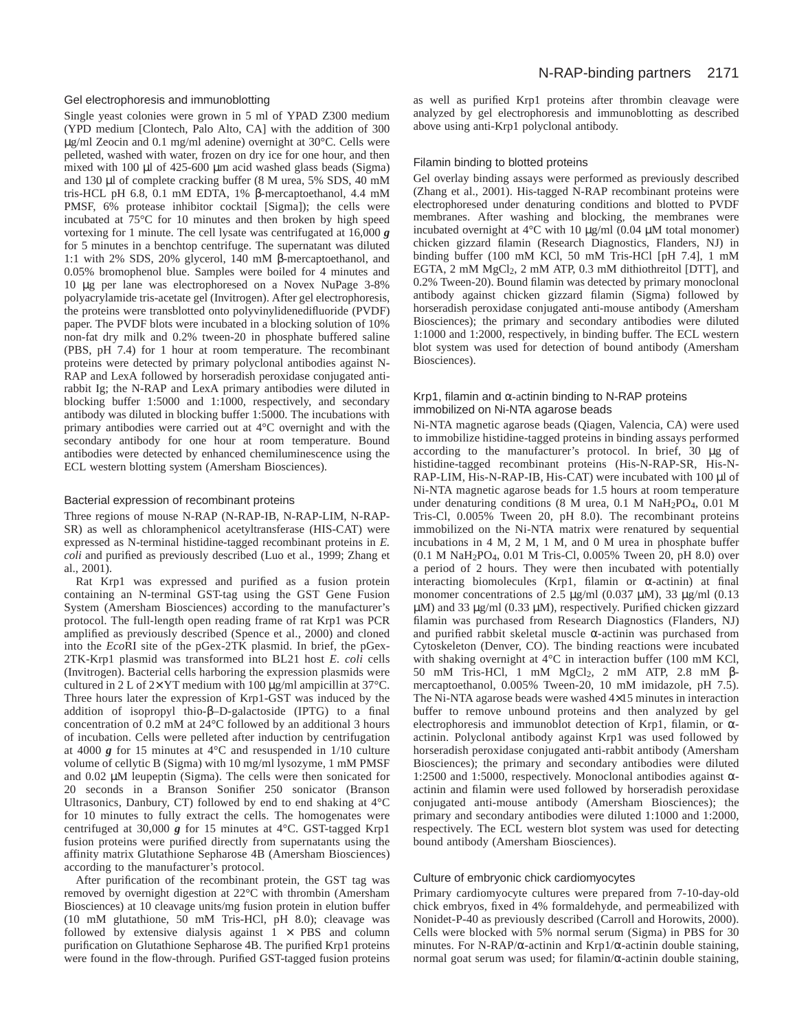### Gel electrophoresis and immunoblotting

Single yeast colonies were grown in 5 ml of YPAD Z300 medium (YPD medium [Clontech, Palo Alto, CA] with the addition of 300 μg/ml Zeocin and 0.1 mg/ml adenine) overnight at 30°C. Cells were pelleted, washed with water, frozen on dry ice for one hour, and then mixed with 100 μl of 425-600 μm acid washed glass beads (Sigma) and 130 μl of complete cracking buffer (8 M urea, 5% SDS, 40 mM tris-HCL pH 6.8, 0.1 mM EDTA, 1% β-mercaptoethanol, 4.4 mM PMSF, 6% protease inhibitor cocktail [Sigma]); the cells were incubated at 75°C for 10 minutes and then broken by high speed vortexing for 1 minute. The cell lysate was centrifugated at 16,000 ***g*** for 5 minutes in a benchtop centrifuge. The supernatant was diluted 1:1 with 2% SDS, 20% glycerol, 140 mM β-mercaptoethanol, and 0.05% bromophenol blue. Samples were boiled for 4 minutes and 10 μg per lane was electrophoresed on a Novex NuPage 3-8% polyacrylamide tris-acetate gel (Invitrogen). After gel electrophoresis, the proteins were transblotted onto polyvinylidenedifluoride (PVDF) paper. The PVDF blots were incubated in a blocking solution of 10% non-fat dry milk and 0.2% tween-20 in phosphate buffered saline (PBS, pH 7.4) for 1 hour at room temperature. The recombinant proteins were detected by primary polyclonal antibodies against N-RAP and LexA followed by horseradish peroxidase conjugated anti-rabbit Ig; the N-RAP and LexA primary antibodies were diluted in blocking buffer 1:5000 and 1:1000, respectively, and secondary antibody was diluted in blocking buffer 1:5000. The incubations with primary antibodies were carried out at 4°C overnight and with the secondary antibody for one hour at room temperature. Bound antibodies were detected by enhanced chemiluminescence using the ECL western blotting system (Amersham Biosciences).

### Bacterial expression of recombinant proteins

Three regions of mouse N-RAP (N-RAP-IB, N-RAP-LIM, N-RAP-SR) as well as chloramphenicol acetyltransferase (HIS-CAT) were expressed as N-terminal histidine-tagged recombinant proteins in *E. coli* and purified as previously described (Luo et al., 1999; Zhang et al., 2001).

Rat Krp1 was expressed and purified as a fusion protein containing an N-terminal GST-tag using the GST Gene Fusion System (Amersham Biosciences) according to the manufacturer's protocol. The full-length open reading frame of rat Krp1 was PCR amplified as previously described (Spence et al., 2000) and cloned into the *Eco*RI site of the pGex-2TK plasmid. In brief, the pGex-2TK-Krp1 plasmid was transformed into BL21 host *E. coli* cells (Invitrogen). Bacterial cells harboring the expression plasmids were cultured in 2 L of 2× YT medium with 100 μg/ml ampicillin at 37°C. Three hours later the expression of Krp1-GST was induced by the addition of isopropyl thio-β–D-galactoside (IPTG) to a final concentration of 0.2 mM at 24°C followed by an additional 3 hours of incubation. Cells were pelleted after induction by centrifugation at 4000 ***g*** for 15 minutes at 4°C and resuspended in 1/10 culture volume of cellytic B (Sigma) with 10 mg/ml lysozyme, 1 mM PMSF and 0.02 μM leupeptin (Sigma). The cells were then sonicated for 20 seconds in a Branson Sonifier 250 sonicator (Branson Ultrasonics, Danbury, CT) followed by end to end shaking at 4°C for 10 minutes to fully extract the cells. The homogenates were centrifuged at 30,000 ***g*** for 15 minutes at 4°C. GST-tagged Krp1 fusion proteins were purified directly from supernatants using the affinity matrix Glutathione Sepharose 4B (Amersham Biosciences) according to the manufacturer's protocol.

After purification of the recombinant protein, the GST tag was removed by overnight digestion at 22°C with thrombin (Amersham Biosciences) at 10 cleavage units/mg fusion protein in elution buffer (10 mM glutathione, 50 mM Tris-HCl, pH 8.0); cleavage was followed by extensive dialysis against 1 × PBS and column purification on Glutathione Sepharose 4B. The purified Krp1 proteins were found in the flow-through. Purified GST-tagged fusion proteins as well as purified Krp1 proteins after thrombin cleavage were analyzed by gel electrophoresis and immunoblotting as described above using anti-Krp1 polyclonal antibody.

### Filamin binding to blotted proteins

Gel overlay binding assays were performed as previously described (Zhang et al., 2001). His-tagged N-RAP recombinant proteins were electrophoresed under denaturing conditions and blotted to PVDF membranes. After washing and blocking, the membranes were incubated overnight at 4°C with 10 μg/ml (0.04 μM total monomer) chicken gizzard filamin (Research Diagnostics, Flanders, NJ) in binding buffer (100 mM KCl, 50 mM Tris-HCl [pH 7.4], 1 mM EGTA, 2 mM $MgCl_2$, 2 mM ATP, 0.3 mM dithiothreitol [DTT], and 0.2% Tween-20). Bound filamin was detected by primary monoclonal antibody against chicken gizzard filamin (Sigma) followed by horseradish peroxidase conjugated anti-mouse antibody (Amersham Biosciences); the primary and secondary antibodies were diluted 1:1000 and 1:2000, respectively, in binding buffer. The ECL western blot system was used for detection of bound antibody (Amersham Biosciences).

### Krp1, filamin and α-actinin binding to N-RAP proteins immobilized on Ni-NTA agarose beads

Ni-NTA magnetic agarose beads (Qiagen, Valencia, CA) were used to immobilize histidine-tagged proteins in binding assays performed according to the manufacturer's protocol. In brief, 30 μg of histidine-tagged recombinant proteins (His-N-RAP-SR, His-N-RAP-LIM, His-N-RAP-IB, His-CAT) were incubated with 100 μl of Ni-NTA magnetic agarose beads for 1.5 hours at room temperature under denaturing conditions (8 M urea, 0.1 M $NaH_2PO_4$, 0.01 M Tris-Cl, 0.005% Tween 20, pH 8.0). The recombinant proteins immobilized on the Ni-NTA matrix were renatured by sequential incubations in 4 M, 2 M, 1 M, and 0 M urea in phosphate buffer (0.1 M $NaH_2PO_4$, 0.01 M Tris-Cl, 0.005% Tween 20, pH 8.0) over a period of 2 hours. They were then incubated with potentially interacting biomolecules (Krp1, filamin or α-actinin) at final monomer concentrations of 2.5 μg/ml (0.037 μM), 33 μg/ml (0.13 μM) and 33 μg/ml (0.33 μM), respectively. Purified chicken gizzard filamin was purchased from Research Diagnostics (Flanders, NJ) and purified rabbit skeletal muscle α-actinin was purchased from Cytoskeleton (Denver, CO). The binding reactions were incubated with shaking overnight at 4°C in interaction buffer (100 mM KCl, 50 mM Tris-HCl, 1 mM $MgCl_2$, 2 mM ATP, 2.8 mM β-mercaptoethanol, 0.005% Tween-20, 10 mM imidazole, pH 7.5). The Ni-NTA agarose beads were washed 4×15 minutes in interaction buffer to remove unbound proteins and then analyzed by gel electrophoresis and immunoblot detection of Krp1, filamin, or α-actinin. Polyclonal antibody against Krp1 was used followed by horseradish peroxidase conjugated anti-rabbit antibody (Amersham Biosciences); the primary and secondary antibodies were diluted 1:2500 and 1:5000, respectively. Monoclonal antibodies against α-actinin and filamin were used followed by horseradish peroxidase conjugated anti-mouse antibody (Amersham Biosciences); the primary and secondary antibodies were diluted 1:1000 and 1:2000, respectively. The ECL western blot system was used for detecting bound antibody (Amersham Biosciences).

### Culture of embryonic chick cardiomyocytes

Primary cardiomyocyte cultures were prepared from 7-10-day-old chick embryos, fixed in 4% formaldehyde, and permeabilized with Nonidet-P-40 as previously described (Carroll and Horowits, 2000). Cells were blocked with 5% normal serum (Sigma) in PBS for 30 minutes. For N-RAP/α-actinin and Krp1/α-actinin double staining, normal goat serum was used; for filamin/α-actinin double staining,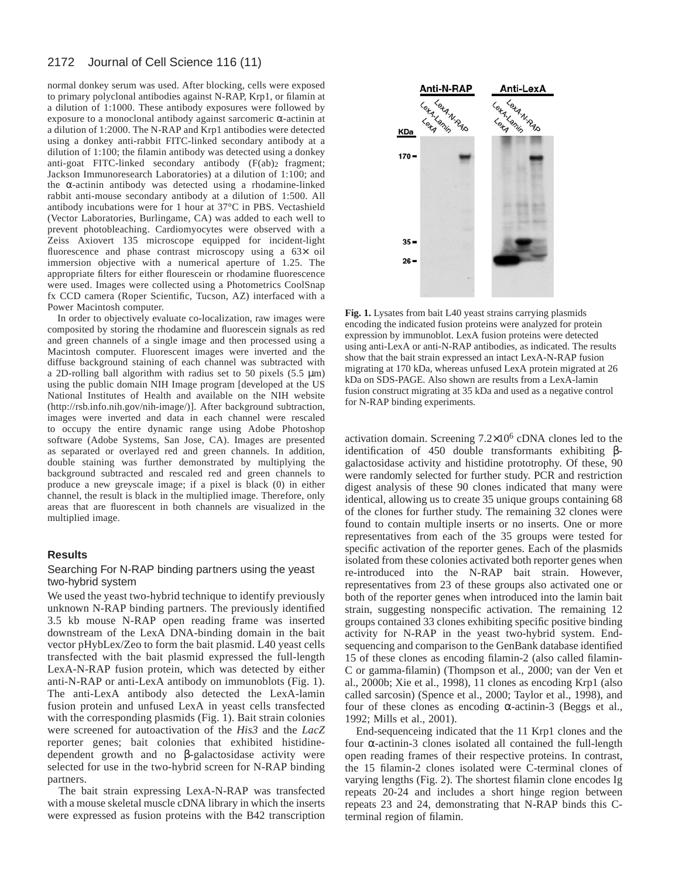normal donkey serum was used. After blocking, cells were exposed to primary polyclonal antibodies against N-RAP, Krp1, or filamin at a dilution of 1:1000. These antibody exposures were followed by exposure to a monoclonal antibody against sarcomeric α-actinin at a dilution of 1:2000. The N-RAP and Krp1 antibodies were detected using a donkey anti-rabbit FITC-linked secondary antibody at a dilution of 1:100; the filamin antibody was detected using a donkey anti-goat FITC-linked secondary antibody ($F(ab)_2$ fragment; Jackson Immunoresearch Laboratories) at a dilution of 1:100; and the α-actinin antibody was detected using a rhodamine-linked rabbit anti-mouse secondary antibody at a dilution of 1:500. All antibody incubations were for 1 hour at 37°C in PBS. Vectashield (Vector Laboratories, Burlingame, CA) was added to each well to prevent photobleaching. Cardiomyocytes were observed with a Zeiss Axiovert 135 microscope equipped for incident-light fluorescence and phase contrast microscopy using a 63× oil immersion objective with a numerical aperture of 1.25. The appropriate filters for either flourescein or rhodamine fluorescence were used. Images were collected using a Photometrics CoolSnap fx CCD camera (Roper Scientific, Tucson, AZ) interfaced with a Power Macintosh computer.

In order to objectively evaluate co-localization, raw images were composited by storing the rhodamine and fluorescein signals as red and green channels of a single image and then processed using a Macintosh computer. Fluorescent images were inverted and the diffuse background staining of each channel was subtracted with a 2D-rolling ball algorithm with radius set to 50 pixels (5.5 μm) using the public domain NIH Image program [developed at the US National Institutes of Health and available on the NIH website (http://rsb.info.nih.gov/nih-image/)]. After background subtraction, images were inverted and data in each channel were rescaled to occupy the entire dynamic range using Adobe Photoshop software (Adobe Systems, San Jose, CA). Images are presented as separated or overlayed red and green channels. In addition, double staining was further demonstrated by multiplying the background subtracted and rescaled red and green channels to produce a new greyscale image; if a pixel is black (0) in either channel, the result is black in the multiplied image. Therefore, only areas that are fluorescent in both channels are visualized in the multiplied image.

## Results

### Searching For N-RAP binding partners using the yeast two-hybrid system

We used the yeast two-hybrid technique to identify previously unknown N-RAP binding partners. The previously identified 3.5 kb mouse N-RAP open reading frame was inserted downstream of the LexA DNA-binding domain in the bait vector pHybLex/Zeo to form the bait plasmid. L40 yeast cells transfected with the bait plasmid expressed the full-length LexA-N-RAP fusion protein, which was detected by either anti-N-RAP or anti-LexA antibody on immunoblots (Fig. 1). The anti-LexA antibody also detected the LexA-lamin fusion protein and unfused LexA in yeast cells transfected with the corresponding plasmids (Fig. 1). Bait strain colonies were screened for autoactivation of the *His3* and the *LacZ* reporter genes; bait colonies that exhibited histidine-dependent growth and no β-galactosidase activity were selected for use in the two-hybrid screen for N-RAP binding partners.

The bait strain expressing LexA-N-RAP was transfected with a mouse skeletal muscle cDNA library in which the inserts were expressed as fusion proteins with the B42 transcription activation domain. Screening $7.2\times10^6$ cDNA clones led to the identification of 450 double transformants exhibiting β-galactosidase activity and histidine prototrophy. Of these, 90 were randomly selected for further study. PCR and restriction digest analysis of these 90 clones indicated that many were identical, allowing us to create 35 unique groups containing 68 of the clones for further study. The remaining 32 clones were found to contain multiple inserts or no inserts. One or more representatives from each of the 35 groups were tested for specific activation of the reporter genes. Each of the plasmids isolated from these colonies activated both reporter genes when re-introduced into the N-RAP bait strain. However, representatives from 23 of these groups also activated one or both of the reporter genes when introduced into the lamin bait strain, suggesting nonspecific activation. The remaining 12 groups contained 33 clones exhibiting specific positive binding activity for N-RAP in the yeast two-hybrid system. End-sequencing and comparison to the GenBank database identified 15 of these clones as encoding filamin-2 (also called filamin-C or gamma-filamin) (Thompson et al., 2000; van der Ven et al., 2000b; Xie et al., 1998), 11 clones as encoding Krp1 (also called sarcosin) (Spence et al., 2000; Taylor et al., 1998), and four of these clones as encoding α-actinin-3 (Beggs et al., 1992; Mills et al., 2001).

End-sequenceing indicated that the 11 Krp1 clones and the four α-actinin-3 clones isolated all contained the full-length open reading frames of their respective proteins. In contrast, the 15 filamin-2 clones isolated were C-terminal clones of varying lengths (Fig. 2). The shortest filamin clone encodes Ig repeats 20-24 and includes a short hinge region between repeats 23 and 24, demonstrating that N-RAP binds this C-terminal region of filamin.

**Fig. 1.** Lysates from bait L40 yeast strains carrying plasmids encoding the indicated fusion proteins were analyzed for protein expression by immunoblot. LexA fusion proteins were detected using anti-LexA or anti-N-RAP antibodies, as indicated. The results show that the bait strain expressed an intact LexA-N-RAP fusion migrating at 170 kDa, whereas unfused LexA protein migrated at 26 kDa on SDS-PAGE. Also shown are results from a LexA-lamin fusion construct migrating at 35 kDa and used as a negative control for N-RAP binding experiments.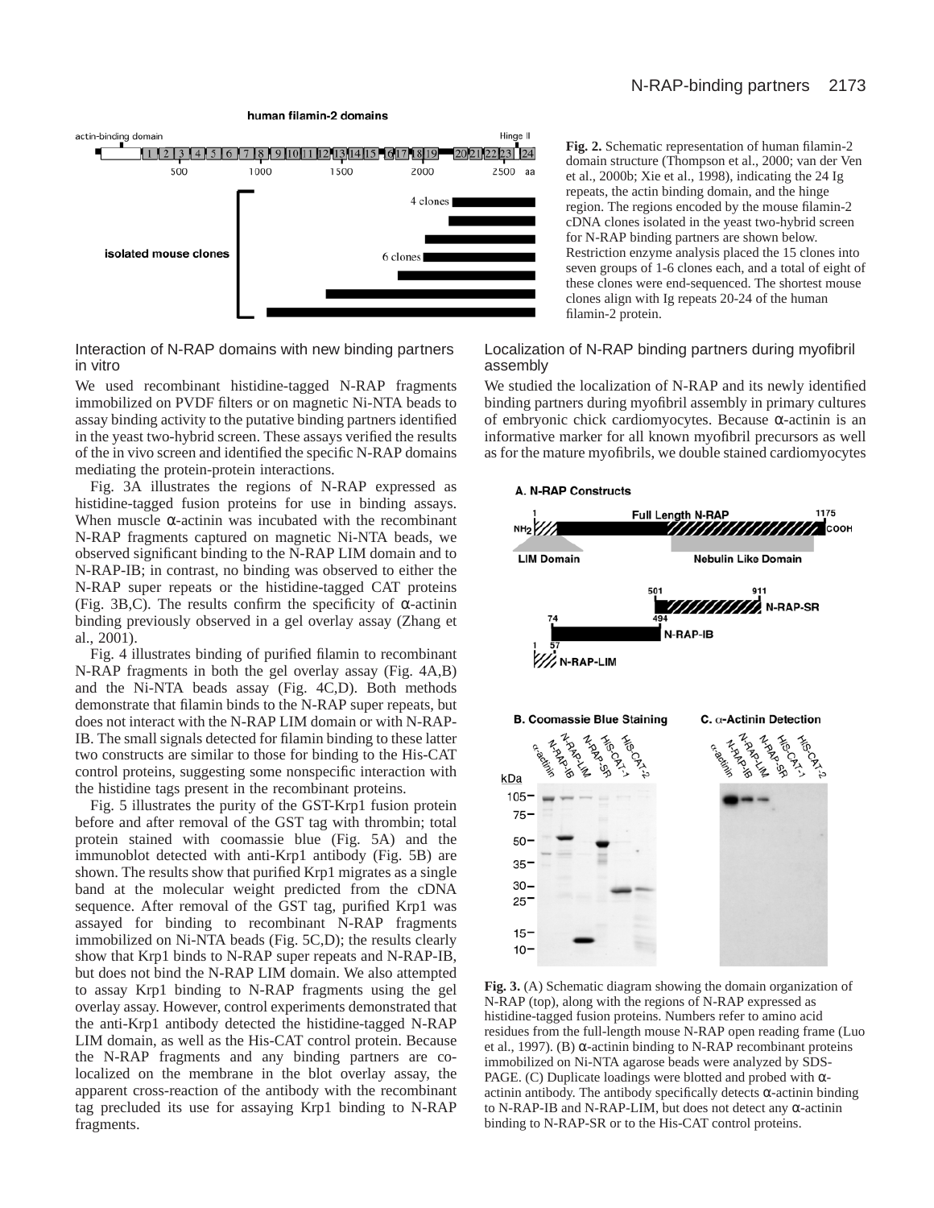**Fig. 2.** Schematic representation of human filamin-2 domain structure (Thompson et al., 2000; van der Ven et al., 2000b; Xie et al., 1998), indicating the 24 Ig repeats, the actin binding domain, and the hinge region. The regions encoded by the mouse filamin-2 cDNA clones isolated in the yeast two-hybrid screen for N-RAP binding partners are shown below. Restriction enzyme analysis placed the 15 clones into seven groups of 1-6 clones each, and a total of eight of these clones were end-sequenced. The shortest mouse clones align with Ig repeats 20-24 of the human filamin-2 protein.

### Interaction of N-RAP domains with new binding partners in vitro

We used recombinant histidine-tagged N-RAP fragments immobilized on PVDF filters or on magnetic Ni-NTA beads to assay binding activity to the putative binding partners identified in the yeast two-hybrid screen. These assays verified the results of the in vivo screen and identified the specific N-RAP domains mediating the protein-protein interactions.

Fig. 3A illustrates the regions of N-RAP expressed as histidine-tagged fusion proteins for use in binding assays. When muscle α-actinin was incubated with the recombinant N-RAP fragments captured on magnetic Ni-NTA beads, we observed significant binding to the N-RAP LIM domain and to N-RAP-IB; in contrast, no binding was observed to either the N-RAP super repeats or the histidine-tagged CAT proteins (Fig. 3B,C). The results confirm the specificity of α-actinin binding previously observed in a gel overlay assay (Zhang et al., 2001).

Fig. 4 illustrates binding of purified filamin to recombinant N-RAP fragments in both the gel overlay assay (Fig. 4A,B) and the Ni-NTA beads assay (Fig. 4C,D). Both methods demonstrate that filamin binds to the N-RAP super repeats, but does not interact with the N-RAP LIM domain or with N-RAP-IB. The small signals detected for filamin binding to these latter two constructs are similar to those for binding to the His-CAT control proteins, suggesting some nonspecific interaction with the histidine tags present in the recombinant proteins.

Fig. 5 illustrates the purity of the GST-Krp1 fusion protein before and after removal of the GST tag with thrombin; total protein stained with coomassie blue (Fig. 5A) and the immunoblot detected with anti-Krp1 antibody (Fig. 5B) are shown. The results show that purified Krp1 migrates as a single band at the molecular weight predicted from the cDNA sequence. After removal of the GST tag, purified Krp1 was assayed for binding to recombinant N-RAP fragments immobilized on Ni-NTA beads (Fig. 5C,D); the results clearly show that Krp1 binds to N-RAP super repeats and N-RAP-IB, but does not bind the N-RAP LIM domain. We also attempted to assay Krp1 binding to N-RAP fragments using the gel overlay assay. However, control experiments demonstrated that the anti-Krp1 antibody detected the histidine-tagged N-RAP LIM domain, as well as the His-CAT control protein. Because the N-RAP fragments and any binding partners are co-localized on the membrane in the blot overlay assay, the apparent cross-reaction of the antibody with the recombinant tag precluded its use for assaying Krp1 binding to N-RAP fragments.

### Localization of N-RAP binding partners during myofibril assembly

We studied the localization of N-RAP and its newly identified binding partners during myofibril assembly in primary cultures of embryonic chick cardiomyocytes. Because α-actinin is an informative marker for all known myofibril precursors as well as for the mature myofibrils, we double stained cardiomyocytes

**Fig. 3.** (A) Schematic diagram showing the domain organization of N-RAP (top), along with the regions of N-RAP expressed as histidine-tagged fusion proteins. Numbers refer to amino acid residues from the full-length mouse N-RAP open reading frame (Luo et al., 1997). (B) α-actinin binding to N-RAP recombinant proteins immobilized on Ni-NTA agarose beads were analyzed by SDS-PAGE. (C) Duplicate loadings were blotted and probed with α-actinin antibody. The antibody specifically detects α-actinin binding to N-RAP-IB and N-RAP-LIM, but does not detect any α-actinin binding to N-RAP-SR or to the His-CAT control proteins.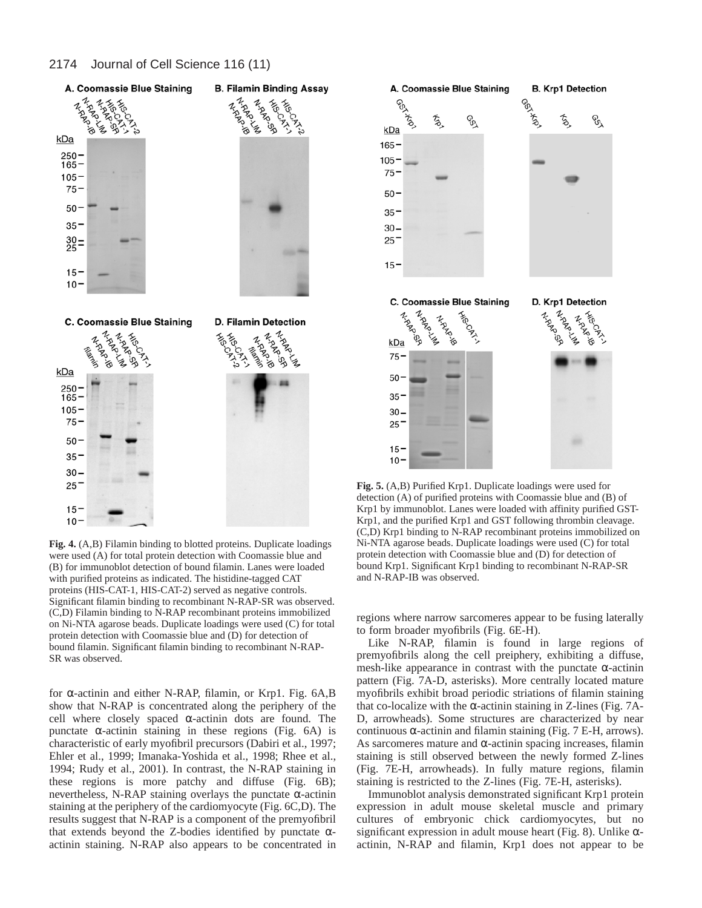**Fig. 4.** (A,B) Filamin binding to blotted proteins. Duplicate loadings were used (A) for total protein detection with Coomassie blue and (B) for immunoblot detection of bound filamin. Lanes were loaded with purified proteins as indicated. The histidine-tagged CAT proteins (HIS-CAT-1, HIS-CAT-2) served as negative controls. Significant filamin binding to recombinant N-RAP-SR was observed. (C,D) Filamin binding to N-RAP recombinant proteins immobilized on Ni-NTA agarose beads. Duplicate loadings were used (C) for total protein detection with Coomassie blue and (D) for detection of bound filamin. Significant filamin binding to recombinant N-RAP-SR was observed.

**Fig. 5.** (A,B) Purified Krp1. Duplicate loadings were used for detection (A) of purified proteins with Coomassie blue and (B) of Krp1 by immunoblot. Lanes were loaded with affinity purified GST-Krp1, and the purified Krp1 and GST following thrombin cleavage. (C,D) Krp1 binding to N-RAP recombinant proteins immobilized on Ni-NTA agarose beads. Duplicate loadings were used (C) for total protein detection with Coomassie blue and (D) for detection of bound Krp1. Significant Krp1 binding to recombinant N-RAP-SR and N-RAP-IB was observed.

for α-actinin and either N-RAP, filamin, or Krp1. Fig. 6A,B show that N-RAP is concentrated along the periphery of the cell where closely spaced α-actinin dots are found. The punctate α-actinin staining in these regions (Fig. 6A) is characteristic of early myofibril precursors (Dabiri et al., 1997; Ehler et al., 1999; Imanaka-Yoshida et al., 1998; Rhee et al., 1994; Rudy et al., 2001). In contrast, the N-RAP staining in these regions is more patchy and diffuse (Fig. 6B); nevertheless, N-RAP staining overlays the punctate α-actinin staining at the periphery of the cardiomyocyte (Fig. 6C,D). The results suggest that N-RAP is a component of the premyofibril that extends beyond the Z-bodies identified by punctate α-actinin staining. N-RAP also appears to be concentrated in regions where narrow sarcomeres appear to be fusing laterally to form broader myofibrils (Fig. 6E-H).

Like N-RAP, filamin is found in large regions of premyofibrils along the cell preiphery, exhibiting a diffuse, mesh-like appearance in contrast with the punctate α-actinin pattern (Fig. 7A-D, asterisks). More centrally located mature myofibrils exhibit broad periodic striations of filamin staining that co-localize with the α-actinin staining in Z-lines (Fig. 7A-D, arrowheads). Some structures are characterized by near continuous α-actinin and filamin staining (Fig. 7 E-H, arrows). As sarcomeres mature and α-actinin spacing increases, filamin staining is still observed between the newly formed Z-lines (Fig. 7E-H, arrowheads). In fully mature regions, filamin staining is restricted to the Z-lines (Fig. 7E-H, asterisks).

Immunoblot analysis demonstrated significant Krp1 protein expression in adult mouse skeletal muscle and primary cultures of embryonic chick cardiomyocytes, but no significant expression in adult mouse heart (Fig. 8). Unlike α-actinin, N-RAP and filamin, Krp1 does not appear to be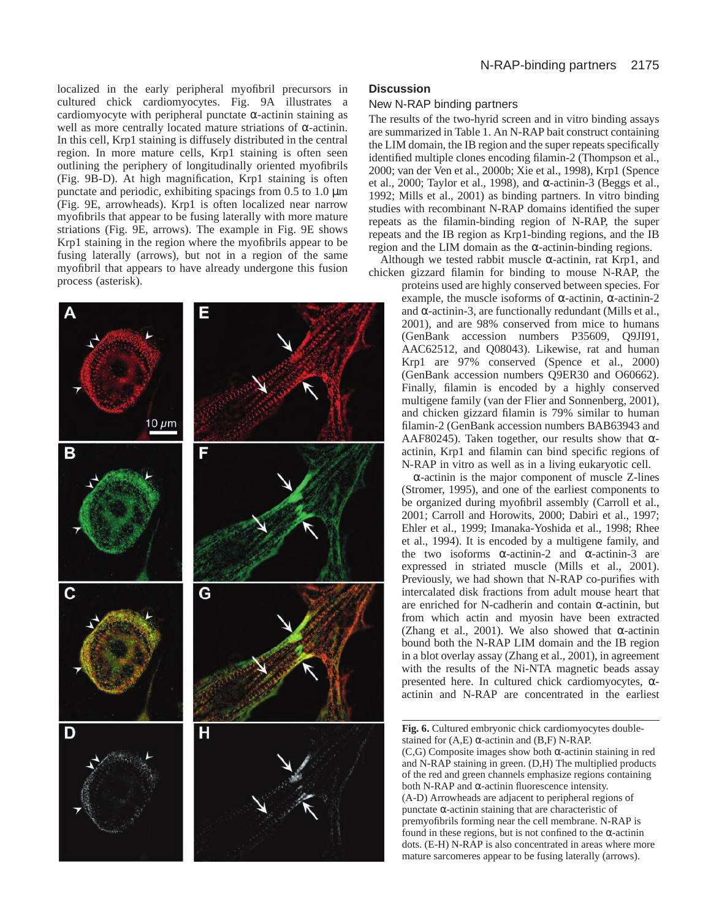localized in the early peripheral myofibril precursors in cultured chick cardiomyocytes. Fig. 9A illustrates a cardiomyocyte with peripheral punctate α-actinin staining as well as more centrally located mature striations of α-actinin. In this cell, Krp1 staining is diffusely distributed in the central region. In more mature cells, Krp1 staining is often seen outlining the periphery of longitudinally oriented myofibrils (Fig. 9B-D). At high magnification, Krp1 staining is often punctate and periodic, exhibiting spacings from 0.5 to 1.0 μm (Fig. 9E, arrowheads). Krp1 is often localized near narrow myofibrils that appear to be fusing laterally with more mature striations (Fig. 9E, arrows). The example in Fig. 9E shows Krp1 staining in the region where the myofibrils appear to be fusing laterally (arrows), but not in a region of the same myofibril that appears to have already undergone this fusion process (asterisk).

Fig. 6. Cultured embryonic chick cardiomyocytes double-stained for (A,E) α-actinin and (B,F) N-RAP. (C,G) Composite images show both α-actinin staining in red and N-RAP staining in green. (D,H) The multiplied products of the red and green channels emphasize regions containing both N-RAP and α-actinin fluorescence intensity. (A-D) Arrowheads are adjacent to peripheral regions of punctate α-actinin staining that are characteristic of premyofibrils forming near the cell membrane. N-RAP is found in these regions, but is not confined to the α-actinin dots. (E-H) N-RAP is also concentrated in areas where more mature sarcomeres appear to be fusing laterally (arrows).

## Discussion

### New N-RAP binding partners

The results of the two-hyrid screen and in vitro binding assays are summarized in Table 1. An N-RAP bait construct containing the LIM domain, the IB region and the super repeats specifically identified multiple clones encoding filamin-2 (Thompson et al., 2000; van der Ven et al., 2000b; Xie et al., 1998), Krp1 (Spence et al., 2000; Taylor et al., 1998), and α-actinin-3 (Beggs et al., 1992; Mills et al., 2001) as binding partners. In vitro binding studies with recombinant N-RAP domains identified the super repeats as the filamin-binding region of N-RAP, the super repeats and the IB region as Krp1-binding regions, and the IB region and the LIM domain as the α-actinin-binding regions.

Although we tested rabbit muscle α-actinin, rat Krp1, and chicken gizzard filamin for binding to mouse N-RAP, the proteins used are highly conserved between species. For example, the muscle isoforms of α-actinin, α-actinin-2 and α-actinin-3, are functionally redundant (Mills et al., 2001), and are 98% conserved from mice to humans (GenBank accession numbers P35609, Q9JI91, AAC62512, and Q08043). Likewise, rat and human Krp1 are 97% conserved (Spence et al., 2000) (GenBank accession numbers Q9ER30 and O60662). Finally, filamin is encoded by a highly conserved multigene family (van der Flier and Sonnenberg, 2001), and chicken gizzard filamin is 79% similar to human filamin-2 (GenBank accession numbers BAB63943 and AAF80245). Taken together, our results show that α-actinin, Krp1 and filamin can bind specific regions of N-RAP in vitro as well as in a living eukaryotic cell.

α-actinin is the major component of muscle Z-lines (Stromer, 1995), and one of the earliest components to be organized during myofibril assembly (Carroll et al., 2001; Carroll and Horowits, 2000; Dabiri et al., 1997; Ehler et al., 1999; Imanaka-Yoshida et al., 1998; Rhee et al., 1994). It is encoded by a multigene family, and the two isoforms α-actinin-2 and α-actinin-3 are expressed in striated muscle (Mills et al., 2001). Previously, we had shown that N-RAP co-purifies with intercalated disk fractions from adult mouse heart that are enriched for N-cadherin and contain α-actinin, but from which actin and myosin have been extracted (Zhang et al., 2001). We also showed that α-actinin bound both the N-RAP LIM domain and the IB region in a blot overlay assay (Zhang et al., 2001), in agreement with the results of the Ni-NTA magnetic beads assay presented here. In cultured chick cardiomyocytes, α-actinin and N-RAP are concentrated in the earliest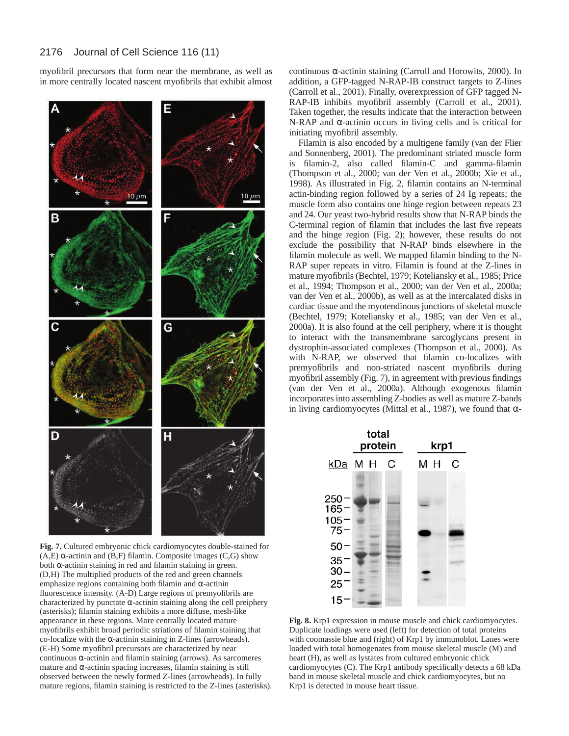myofibril precursors that form near the membrane, as well as in more centrally located nascent myofibrils that exhibit almost continuous α-actinin staining (Carroll and Horowits, 2000). In addition, a GFP-tagged N-RAP-IB construct targets to Z-lines (Carroll et al., 2001). Finally, overexpression of GFP tagged N-RAP-IB inhibits myofibril assembly (Carroll et al., 2001). Taken together, the results indicate that the interaction between N-RAP and α-actinin occurs in living cells and is critical for initiating myofibril assembly.

Filamin is also encoded by a multigene family (van der Flier and Sonnenberg, 2001). The predominant striated muscle form is filamin-2, also called filamin-C and gamma-filamin (Thompson et al., 2000; van der Ven et al., 2000b; Xie et al., 1998). As illustrated in Fig. 2, filamin contains an N-terminal actin-binding region followed by a series of 24 Ig repeats; the muscle form also contains one hinge region between repeats 23 and 24. Our yeast two-hybrid results show that N-RAP binds the C-terminal region of filamin that includes the last five repeats and the hinge region (Fig. 2); however, these results do not exclude the possibility that N-RAP binds elsewhere in the filamin molecule as well. We mapped filamin binding to the N-RAP super repeats in vitro. Filamin is found at the Z-lines in mature myofibrils (Bechtel, 1979; Koteliansky et al., 1985; Price et al., 1994; Thompson et al., 2000; van der Ven et al., 2000a; van der Ven et al., 2000b), as well as at the intercalated disks in cardiac tissue and the myotendinous junctions of skeletal muscle (Bechtel, 1979; Koteliansky et al., 1985; van der Ven et al., 2000a). It is also found at the cell periphery, where it is thought to interact with the transmembrane sarcoglycans present in dystrophin-associated complexes (Thompson et al., 2000). As with N-RAP, we observed that filamin co-localizes with premyofibrils and non-striated nascent myofibrils during myofibril assembly (Fig. 7), in agreement with previous findings (van der Ven et al., 2000a). Although exogenous filamin incorporates into assembling Z-bodies as well as mature Z-bands in living cardiomyocytes (Mittal et al., 1987), we found that α-

**Fig. 7.** Cultured embryonic chick cardiomyocytes double-stained for (A,E) α-actinin and (B,F) filamin. Composite images (C,G) show both α-actinin staining in red and filamin staining in green. (D,H) The multiplied products of the red and green channels emphasize regions containing both filamin and α-actinin fluorescence intensity. (A-D) Large regions of premyofibrils are characterized by punctate α-actinin staining along the cell preiphery (asterisks); filamin staining exhibits a more diffuse, mesh-like appearance in these regions. More centrally located mature myofibrils exhibit broad periodic striations of filamin staining that co-localize with the α-actinin staining in Z-lines (arrowheads). (E-H) Some myofibril precursors are characterized by near continuous α-actinin and filamin staining (arrows). As sarcomeres mature and α-actinin spacing increases, filamin staining is still observed between the newly formed Z-lines (arrowheads). In fully mature regions, filamin staining is restricted to the Z-lines (asterisks).

**Fig. 8.** Krp1 expression in mouse muscle and chick cardiomyocytes. Duplicate loadings were used (left) for detection of total proteins with coomassie blue and (right) of Krp1 by immunoblot. Lanes were loaded with total homogenates from mouse skeletal muscle (M) and heart (H), as well as lystates from cultured embryonic chick cardiomyocytes (C). The Krp1 antibody specifically detects a 68 kDa band in mouse skeletal muscle and chick cardiomyocytes, but no Krp1 is detected in mouse heart tissue.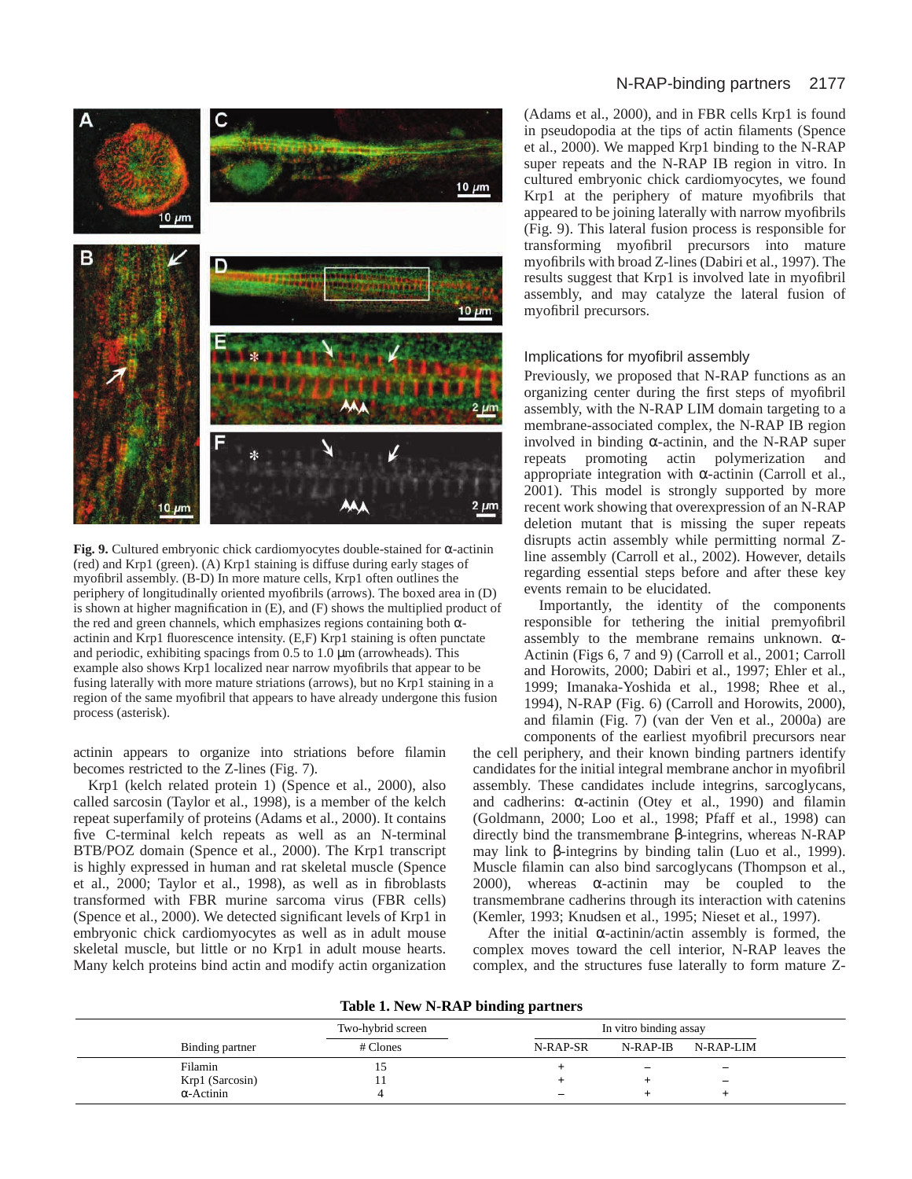**Fig. 9.** Cultured embryonic chick cardiomyocytes double-stained for α-actinin (red) and Krp1 (green). (A) Krp1 staining is diffuse during early stages of myofibril assembly. (B-D) In more mature cells, Krp1 often outlines the periphery of longitudinally oriented myofibrils (arrows). The boxed area in (D) is shown at higher magnification in (E), and (F) shows the multiplied product of the red and green channels, which emphasizes regions containing both α-actinin and Krp1 fluorescence intensity. (E,F) Krp1 staining is often punctate and periodic, exhibiting spacings from 0.5 to 1.0 μm (arrowheads). This example also shows Krp1 localized near narrow myofibrils that appear to be fusing laterally with more mature striations (arrows), but no Krp1 staining in a region of the same myofibril that appears to have already undergone this fusion process (asterisk).

actinin appears to organize into striations before filamin becomes restricted to the Z-lines (Fig. 7).

Krp1 (kelch related protein 1) (Spence et al., 2000), also called sarcosin (Taylor et al., 1998), is a member of the kelch repeat superfamily of proteins (Adams et al., 2000). It contains five C-terminal kelch repeats as well as an N-terminal BTB/POZ domain (Spence et al., 2000). The Krp1 transcript is highly expressed in human and rat skeletal muscle (Spence et al., 2000; Taylor et al., 1998), as well as in fibroblasts transformed with FBR murine sarcoma virus (FBR cells) (Spence et al., 2000). We detected significant levels of Krp1 in embryonic chick cardiomyocytes as well as in adult mouse skeletal muscle, but little or no Krp1 in adult mouse hearts. Many kelch proteins bind actin and modify actin organization (Adams et al., 2000), and in FBR cells Krp1 is found in pseudopodia at the tips of actin filaments (Spence et al., 2000). We mapped Krp1 binding to the N-RAP super repeats and the N-RAP IB region in vitro. In cultured embryonic chick cardiomyocytes, we found Krp1 at the periphery of mature myofibrils that appeared to be joining laterally with narrow myofibrils (Fig. 9). This lateral fusion process is responsible for transforming myofibril precursors into mature myofibrils with broad Z-lines (Dabiri et al., 1997). The results suggest that Krp1 is involved late in myofibril assembly, and may catalyze the lateral fusion of myofibril precursors.

### Implications for myofibril assembly

Previously, we proposed that N-RAP functions as an organizing center during the first steps of myofibril assembly, with the N-RAP LIM domain targeting to a membrane-associated complex, the N-RAP IB region involved in binding α-actinin, and the N-RAP super repeats promoting actin polymerization and appropriate integration with α-actinin (Carroll et al., 2001). This is strongly supported by more recent work showing that overexpression of an N-RAP deletion mutant that is missing the super repeats disrupts actin assembly while permitting normal Z-line assembly (Carroll et al., 2002). However, details regarding essential steps before and after these key events remain to be elucidated.

Importantly, the identity of the components responsible for tethering the initial premyofibril assembly to the membrane remains unknown. α-Actinin (Figs 6, 7 and 9) (Carroll et al., 2001; Carroll and Horowits, 2000; Dabiri et al., 1997; Ehler et al., 1999; Imanaka-Yoshida et al., 1998; Rhee et al., 1994), N-RAP (Fig. 6) (Carroll and Horowits, 2000), and filamin (Fig. 7) (van der Ven et al., 2000a) are components of the earliest myofibril precursors near the cell periphery, and their known binding partners identify candidates for the initial integral membrane anchor in myofibril assembly. These candidates include integrins, sarcoglycans, and cadherins: α-actinin (Otey et al., 1990) and filamin (Goldmann, 2000; Loo et al., 1998; Pfaff et al., 1998) can directly bind the transmembrane β-integrins, whereas N-RAP may link to β-integrins by binding talin (Luo et al., 1999). Muscle filamin can also bind sarcoglycans (Thompson et al., 2000), whereas α-actinin may be coupled to the transmembrane cadherins through its interaction with catenins (Kemler, 1993; Knudsen et al., 1995; Nieset et al., 1997).

After the initial α-actinin/actin assembly is formed, the complex moves toward the cell interior, N-RAP leaves the complex, and the structures fuse laterally to form mature Z-

**Table 1. New N-RAP binding partners**

| Binding partner | Two-hybrid screen | In vitro binding assay | | |
|---|---|---|---|---|
| | # Clones | N-RAP-SR | N-RAP-IB | N-RAP-LIM |
| Filamin | 15 | + | – | – |
| Krp1 (Sarcosin) | 11 | + | + | – |
| α-Actinin | 4 | – | + | + |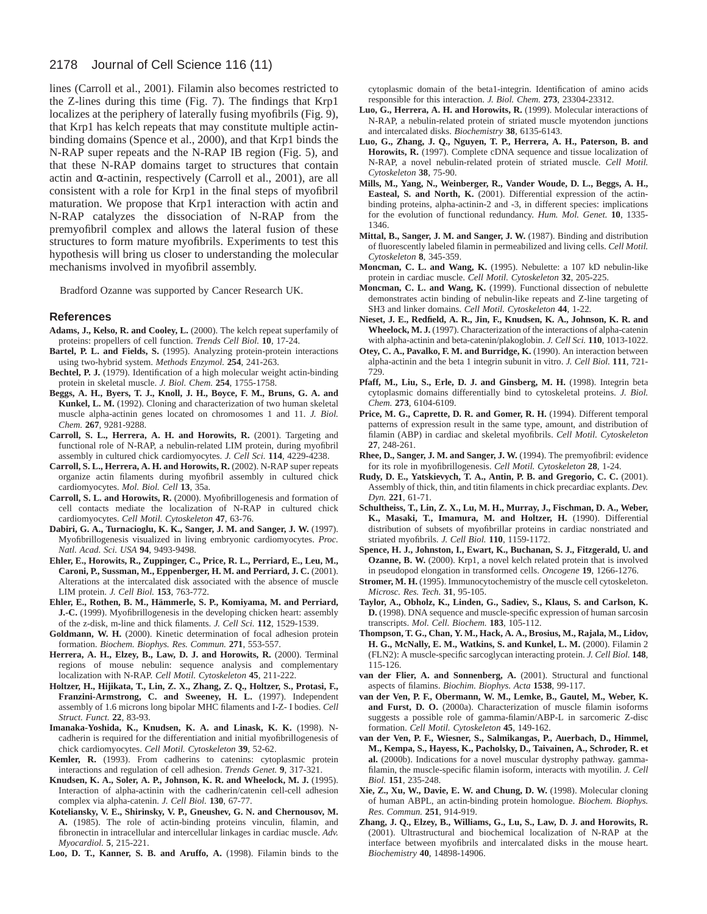lines (Carroll et al., 2001). Filamin also becomes restricted to the Z-lines during this time (Fig. 7). The findings that Krp1 localizes at the periphery of laterally fusing myofibrils (Fig. 9), that Krp1 has kelch repeats that may constitute multiple actin-binding domains (Spence et al., 2000), and that Krp1 binds the N-RAP super repeats and the N-RAP IB region (Fig. 5), and that these N-RAP domains target to structures that contain actin and α-actinin, respectively (Carroll et al., 2001), are all consistent with a role for Krp1 in the final steps of myofibril maturation. We propose that Krp1 interaction with actin and N-RAP catalyzes the dissociation of N-RAP from the premyofibril complex and allows the lateral fusion of these structures to form mature myofibrils. Experiments to test this hypothesis will bring us closer to understanding the molecular mechanisms involved in myofibril assembly.

Bradford Ozanne was supported by Cancer Research UK.

## References

**Adams, J., Kelso, R. and Cooley, L.** (2000). The kelch repeat superfamily of proteins: propellers of cell function. *Trends Cell Biol.* **10**, 17-24.

**Bartel, P. L. and Fields, S.** (1995). Analyzing protein-protein interactions using two-hybrid system. *Methods Enzymol.* **254**, 241-263.

**Bechtel, P. J.** (1979). Identification of a high molecular weight actin-binding protein in skeletal muscle. *J. Biol. Chem.* **254**, 1755-1758.

**Beggs, A. H., Byers, T. J., Knoll, J. H., Boyce, F. M., Bruns, G. A. and Kunkel, L. M.** (1992). Cloning and characterization of two human skeletal muscle alpha-actinin genes located on chromosomes 1 and 11. *J. Biol. Chem.* **267**, 9281-9288.

**Carroll, S. L., Herrera, A. H. and Horowits, R.** (2001). Targeting and functional role of N-RAP, a nebulin-related LIM protein, during myofibril assembly in cultured chick cardiomyocytes. *J. Cell Sci.* **114**, 4229-4238.

**Carroll, S. L., Herrera, A. H. and Horowits, R.** (2002). N-RAP super repeats organize actin filaments during myofibril assembly in cultured chick cardiomyocytes. *Mol. Biol. Cell* **13**, 35a.

**Carroll, S. L. and Horowits, R.** (2000). Myofibrillogenesis and formation of cell contacts mediate the localization of N-RAP in cultured chick cardiomyocytes. *Cell Motil. Cytoskeleton* **47**, 63-76.

**Dabiri, G. A., Turnacioglu, K. K., Sanger, J. M. and Sanger, J. W.** (1997). Myofibrillogenesis visualized in living embryonic cardiomyocytes. *Proc. Natl. Acad. Sci. USA* **94**, 9493-9498.

**Ehler, E., Horowits, R., Zuppinger, C., Price, R. L., Perriard, E., Leu, M., Caroni, P., Sussman, M., Eppenberger, H. M. and Perriard, J. C.** (2001). Alterations at the intercalated disk associated with the absence of muscle LIM protein. *J. Cell Biol.* **153**, 763-772.

**Ehler, E., Rothen, B. M., Hämmerle, S. P., Komiyama, M. and Perriard, J.-C.** (1999). Myofibrillogenesis in the developing chicken heart: assembly of the z-disk, m-line and thick filaments. *J. Cell Sci.* **112**, 1529-1539.

**Goldmann, W. H.** (2000). Kinetic determination of focal adhesion protein formation. *Biochem. Biophys. Res. Commun.* **271**, 553-557.

**Herrera, A. H., Elzey, B., Law, D. J. and Horowits, R.** (2000). Terminal regions of mouse nebulin: sequence analysis and complementary localization with N-RAP. *Cell Motil. Cytoskeleton* **45**, 211-222.

**Holtzer, H., Hijikata, T., Lin, Z. X., Zhang, Z. Q., Holtzer, S., Protasi, F., Franzini-Armstrong, C. and Sweeney, H. L.** (1997). Independent assembly of 1.6 microns long bipolar MHC filaments and I-Z- I bodies. *Cell Struct. Funct.* **22**, 83-93.

**Imanaka-Yoshida, K., Knudsen, K. A. and Linask, K. K.** (1998). N-cadherin is required for the differentiation and initial myofibrillogenesis of chick cardiomyocytes. *Cell Motil. Cytoskeleton* **39**, 52-62.

**Kemler, R.** (1993). From cadherins to catenins: cytoplasmic protein interactions and regulation of cell adhesion. *Trends Genet.* **9**, 317-321.

**Knudsen, K. A., Soler, A. P., Johnson, K. R. and Wheelock, M. J.** (1995). Interaction of alpha-actinin with the cadherin/catenin cell-cell adhesion complex via alpha-catenin. *J. Cell Biol.* **130**, 67-77.

**Koteliansky, V. E., Shirinsky, V. P., Gneushev, G. N. and Chernousov, M. A.** (1985). The role of actin-binding proteins vinculin, filamin, and fibronectin in intracellular and intercellular linkages in cardiac muscle. *Adv. Myocardiol.* **5**, 215-221.

**Loo, D. T., Kanner, S. B. and Aruffo, A.** (1998). Filamin binds to the cytoplasmic domain of the beta1-integrin. Identification of amino acids responsible for this interaction. *J. Biol. Chem.* **273**, 23304-23312.

**Luo, G., Herrera, A. H. and Horowits, R.** (1999). Molecular interactions of N-RAP, a nebulin-related protein of striated muscle myotendon junctions and intercalated disks. *Biochemistry* **38**, 6135-6143.

**Luo, G., Zhang, J. Q., Nguyen, T. P., Herrera, A. H., Paterson, B. and Horowits, R.** (1997). Complete cDNA sequence and tissue localization of N-RAP, a novel nebulin-related protein of striated muscle. *Cell Motil. Cytoskeleton* **38**, 75-90.

**Mills, M., Yang, N., Weinberger, R., Vander Woude, D. L., Beggs, A. H., Easteal, S. and North, K.** (2001). Differential expression of the actin-binding proteins, alpha-actinin-2 and -3, in different species: implications for the evolution of functional redundancy. *Hum. Mol. Genet.* **10**, 1335-1346.

**Mittal, B., Sanger, J. M. and Sanger, J. W.** (1987). Binding and distribution of fluorescently labeled filamin in permeabilized and living cells. *Cell Motil. Cytoskeleton* **8**, 345-359.

**Moncman, C. L. and Wang, K.** (1995). Nebulette: a 107 kD nebulin-like protein in cardiac muscle. *Cell Motil. Cytoskeleton* **32**, 205-225.

**Moncman, C. L. and Wang, K.** (1999). Functional dissection of nebulette demonstrates actin binding of nebulin-like repeats and Z-line targeting of SH3 and linker domains. *Cell Motil. Cytoskeleton* **44**, 1-22.

**Nieset, J. E., Redfield, A. R., Jin, F., Knudsen, K. A., Johnson, K. R. and Wheelock, M. J.** (1997). Characterization of the interactions of alpha-catenin with alpha-actinin and beta-catenin/plakoglobin. *J. Cell Sci.* **110**, 1013-1022.

**Otey, C. A., Pavalko, F. M. and Burridge, K.** (1990). An interaction between alpha-actinin and the beta 1 integrin subunit in vitro. *J. Cell Biol.* **111**, 721-729.

**Pfaff, M., Liu, S., Erle, D. J. and Ginsberg, M. H.** (1998). Integrin beta cytoplasmic domains differentially bind to cytoskeletal proteins. *J. Biol. Chem.* **273**, 6104-6109.

**Price, M. G., Caprette, D. R. and Gomer, R. H.** (1994). Different temporal patterns of expression result in the same type, amount, and distribution of filamin (ABP) in cardiac and skeletal myofibrils. *Cell Motil. Cytoskeleton* **27**, 248-261.

**Rhee, D., Sanger, J. M. and Sanger, J. W.** (1994). The premyofibril: evidence for its role in myofibrillogenesis. *Cell Motil. Cytoskeleton* **28**, 1-24.

**Rudy, D. E., Yatskievych, T. A., Antin, P. B. and Gregorio, C. C.** (2001). Assembly of thick, thin, and titin filaments in chick precardiac explants. *Dev. Dyn.* **221**, 61-71.

**Schultheiss, T., Lin, Z. X., Lu, M. H., Murray, J., Fischman, D. A., Weber, K., Masaki, T., Imamura, M. and Holtzer, H.** (1990). Differential distribution of subsets of myofibrillar proteins in cardiac nonstriated and striated myofibrils. *J. Cell Biol.* **110**, 1159-1172.

**Spence, H. J., Johnston, I., Ewart, K., Buchanan, S. J., Fitzgerald, U. and Ozanne, B. W.** (2000). Krp1, a novel kelch related protein that is involved in pseudopod elongation in transformed cells. *Oncogene* **19**, 1266-1276.

**Stromer, M. H.** (1995). Immunocytochemistry of the muscle cell cytoskeleton. *Microsc. Res. Tech.* **31**, 95-105.

**Taylor, A., Obholz, K., Linden, G., Sadiev, S., Klaus, S. and Carlson, K. D.** (1998). DNA sequence and muscle-specific expression of human sarcosin transcripts. *Mol. Cell. Biochem.* **183**, 105-112.

**Thompson, T. G., Chan, Y. M., Hack, A. A., Brosius, M., Rajala, M., Lidov, H. G., McNally, E. M., Watkins, S. and Kunkel, L. M.** (2000). Filamin 2 (FLN2): A muscle-specific sarcoglycan interacting protein. *J. Cell Biol.* **148**, 115-126.

**van der Flier, A. and Sonnenberg, A.** (2001). Structural and functional aspects of filamins. *Biochim. Biophys. Acta* **1538**, 99-117.

**van der Ven, P. F., Obermann, W. M., Lemke, B., Gautel, M., Weber, K. and Furst, D. O.** (2000a). Characterization of muscle filamin isoforms suggests a possible role of gamma-filamin/ABP-L in sarcomeric Z-disc formation. *Cell Motil. Cytoskeleton* **45**, 149-162.

**van der Ven, P. F., Wiesner, S., Salmikangas, P., Auerbach, D., Himmel, M., Kempa, S., Hayess, K., Pacholsky, D., Taivainen, A., Schroder, R. et al.** (2000b). Indications for a novel muscular dystrophy pathway. gamma-filamin, the muscle-specific filamin isoform, interacts with myotilin. *J. Cell Biol.* **151**, 235-248.

**Xie, Z., Xu, W., Davie, E. W. and Chung, D. W.** (1998). Molecular cloning of human ABPL, an actin-binding protein homologue. *Biochem. Biophys. Res. Commun.* **251**, 914-919.

**Zhang, J. Q., Elzey, B., Williams, G., Lu, S., Law, D. J. and Horowits, R.** (2001). Ultrastructural and biochemical localization of N-RAP at the interface between myofibrils and intercalated disks in the mouse heart. *Biochemistry* **40**, 14898-14906.